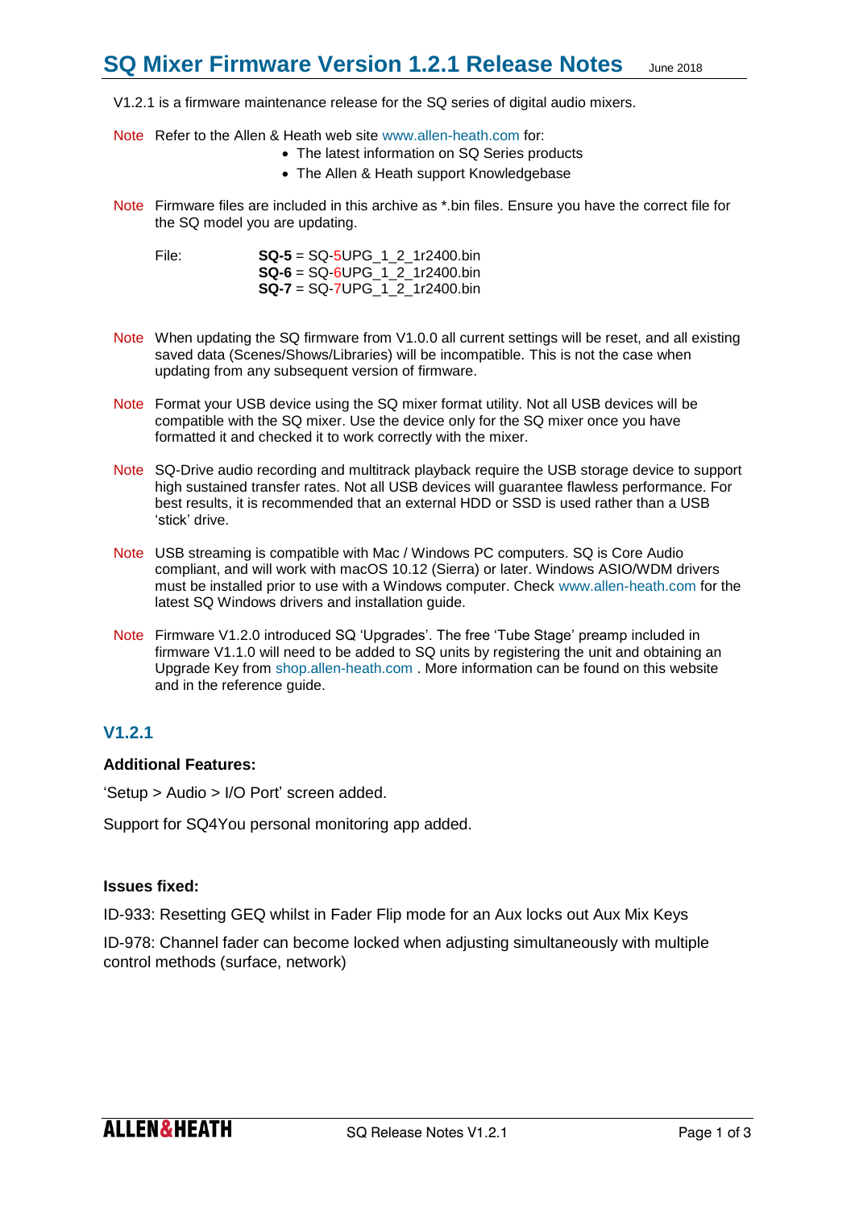# SQ Mixer Firmware Version 1.2.1 Release Notes

June 2018

V1.2.1 is a firmware maintenance release for the SQ series of digital audio mixers.

Note Refer to the Allen & Heath web site www.allen-heath.com for:

- The latest information on SQ Series products
- The Allen & Heath support Knowledgebase

Note Firmware files are included in this archive as *.bin files. Ensure you have the correct file for the SQ model you are updating.

File:
**SQ-5** = SQ-5UPG_1_2_1r2400.bin
**SQ-6** = SQ-6UPG_1_2_1r2400.bin
**SQ-7** = SQ-7UPG_1_2_1r2400.bin

Note When updating the SQ firmware from V1.0.0 all current settings will be reset, and all existing saved data (Scenes/Shows/Libraries) will be incompatible. This is not the case when updating from any subsequent version of firmware.

Note Format your USB device using the SQ mixer format utility. Not all USB devices will be compatible with the SQ mixer. Use the device only for the SQ mixer once you have formatted it and checked it to work correctly with the mixer.

Note SQ-Drive audio recording and multitrack playback require the USB storage device to support high sustained transfer rates. Not all USB devices will guarantee flawless performance. For best results, it is recommended that an external HDD or SSD is used rather than a USB 'stick' drive.

Note USB streaming is compatible with Mac / Windows PC computers. SQ is Core Audio compliant, and will work with macOS 10.12 (Sierra) or later. Windows ASIO/WDM drivers must be installed prior to use with a Windows computer. Check www.allen-heath.com for the latest SQ Windows drivers and installation guide.

Note Firmware V1.2.0 introduced SQ 'Upgrades'. The free 'Tube Stage' preamp included in firmware V1.1.0 will need to be added to SQ units by registering the unit and obtaining an Upgrade Key from shop.allen-heath.com . More information can be found on this website and in the reference guide.

## V1.2.1

### Additional Features:

'Setup > Audio > I/O Port' screen added.

Support for SQ4You personal monitoring app added.

### Issues fixed:

ID-933: Resetting GEQ whilst in Fader Flip mode for an Aux locks out Aux Mix Keys

ID-978: Channel fader can become locked when adjusting simultaneously with multiple control methods (surface, network)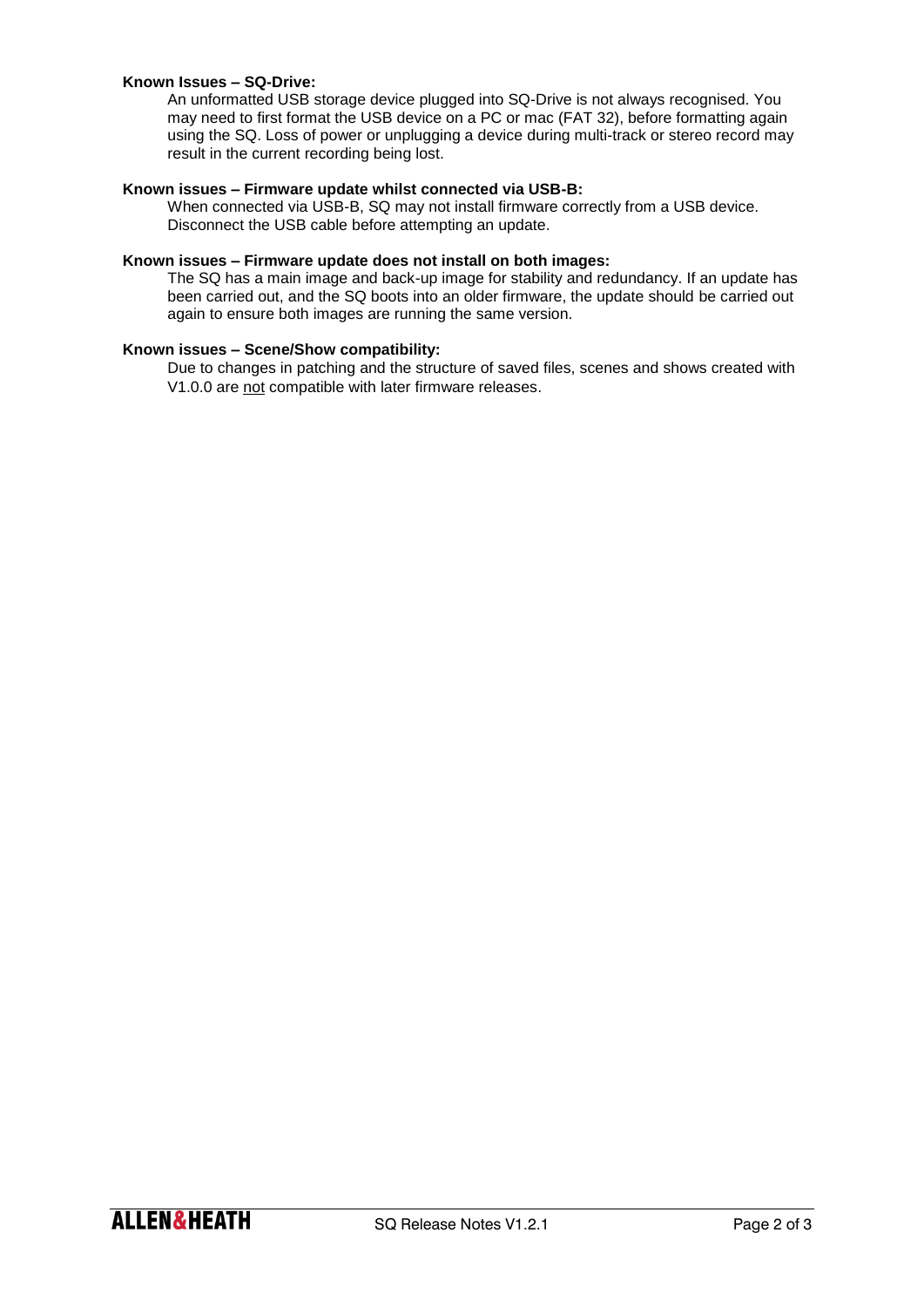**Known Issues – SQ-Drive:**

An unformatted USB storage device plugged into SQ-Drive is not always recognised. You may need to first format the USB device on a PC or mac (FAT 32), before formatting again using the SQ. Loss of power or unplugging a device during multi-track or stereo record may result in the current recording being lost.

**Known issues – Firmware update whilst connected via USB-B:**

When connected via USB-B, SQ may not install firmware correctly from a USB device. Disconnect the USB cable before attempting an update.

**Known issues – Firmware update does not install on both images:**

The SQ has a main image and back-up image for stability and redundancy. If an update has been carried out, and the SQ boots into an older firmware, the update should be carried out again to ensure both images are running the same version.

**Known issues – Scene/Show compatibility:**

Due to changes in patching and the structure of saved files, scenes and shows created with V1.0.0 are <u>not</u> compatible with later firmware releases.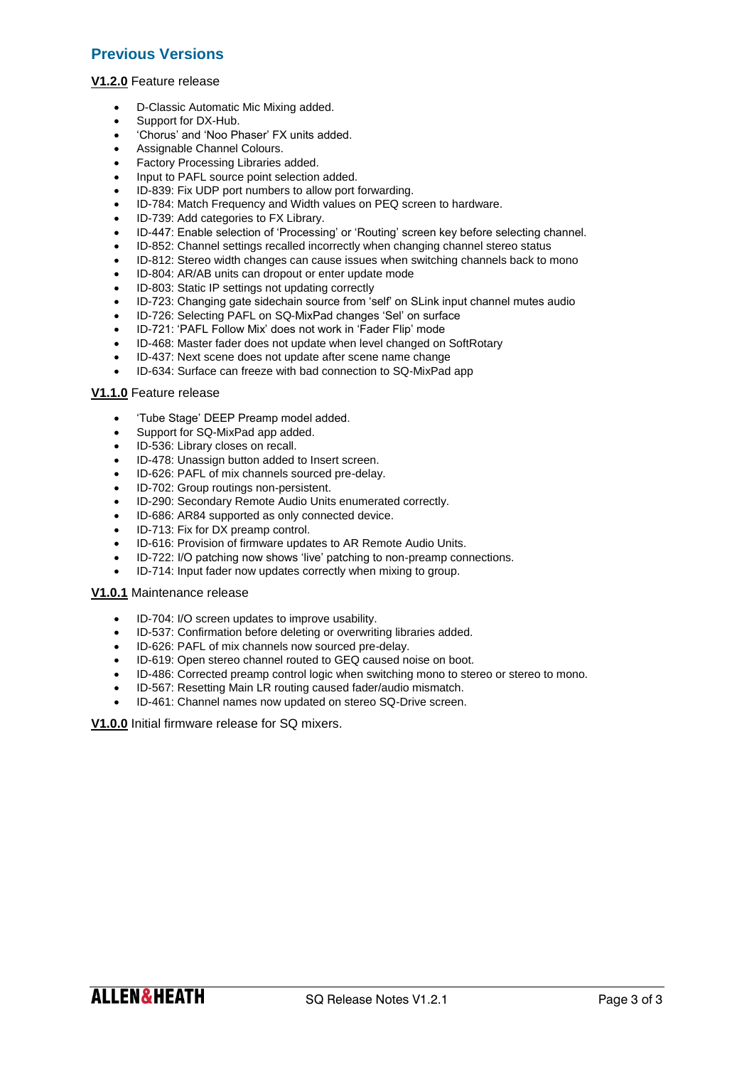## Previous Versions

**V1.2.0** Feature release

- D-Classic Automatic Mic Mixing added.
- Support for DX-Hub.
- 'Chorus' and 'Noo Phaser' FX units added.
- Assignable Channel Colours.
- Factory Processing Libraries added.
- Input to PAFL source point selection added.
- ID-839: Fix UDP port numbers to allow port forwarding.
- ID-784: Match Frequency and Width values on PEQ screen to hardware.
- ID-739: Add categories to FX Library.
- ID-447: Enable selection of 'Processing' or 'Routing' screen key before selecting channel.
- ID-852: Channel settings recalled incorrectly when changing channel stereo status
- ID-812: Stereo width changes can cause issues when switching channels back to mono
- ID-804: AR/AB units can dropout or enter update mode
- ID-803: Static IP settings not updating correctly
- ID-723: Changing gate sidechain source from 'self' on SLink input channel mutes audio
- ID-726: Selecting PAFL on SQ-MixPad changes 'Sel' on surface
- ID-721: 'PAFL Follow Mix' does not work in 'Fader Flip' mode
- ID-468: Master fader does not update when level changed on SoftRotary
- ID-437: Next scene does not update after scene name change
- ID-634: Surface can freeze with bad connection to SQ-MixPad app

**V1.1.0** Feature release

- 'Tube Stage' DEEP Preamp model added.
- Support for SQ-MixPad app added.
- ID-536: Library closes on recall.
- ID-478: Unassign button added to Insert screen.
- ID-626: PAFL of mix channels sourced pre-delay.
- ID-702: Group routings non-persistent.
- ID-290: Secondary Remote Audio Units enumerated correctly.
- ID-686: AR84 supported as only connected device.
- ID-713: Fix for DX preamp control.
- ID-616: Provision of firmware updates to AR Remote Audio Units.
- ID-722: I/O patching now shows 'live' patching to non-preamp connections.
- ID-714: Input fader now updates correctly when mixing to group.

**V1.0.1** Maintenance release

- ID-704: I/O screen updates to improve usability.
- ID-537: Confirmation before deleting or overwriting libraries added.
- ID-626: PAFL of mix channels now sourced pre-delay.
- ID-619: Open stereo channel routed to GEQ caused noise on boot.
- ID-486: Corrected preamp control logic when switching mono to stereo or stereo to mono.
- ID-567: Resetting Main LR routing caused fader/audio mismatch.
- ID-461: Channel names now updated on stereo SQ-Drive screen.

**V1.0.0** Initial firmware release for SQ mixers.